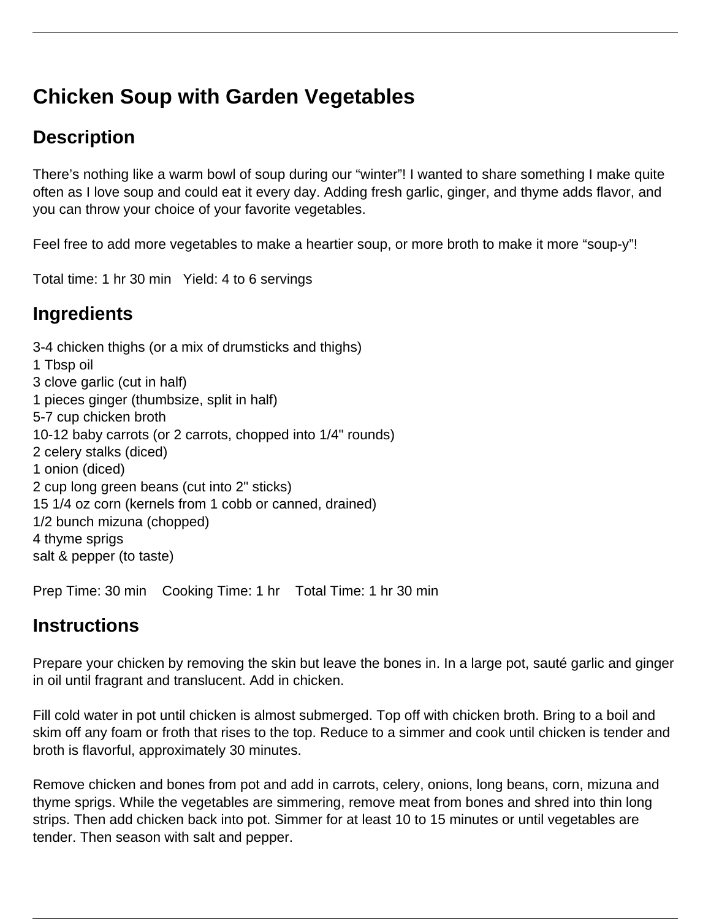# Chicken Soup with Garden Vegetables

## Description

There's nothing like a warm bowl of soup during our "winter"! I wanted to share something I make quite often as I love soup and could eat it every day. Adding fresh garlic, ginger, and thyme adds flavor, and you can throw your choice of your favorite vegetables.

Feel free to add more vegetables to make a heartier soup, or more broth to make it more "soup-y"!

Total time: 1 hr 30 min   Yield: 4 to 6 servings

## Ingredients

3-4 chicken thighs (or a mix of drumsticks and thighs)
1 Tbsp oil
3 clove garlic (cut in half)
1 pieces ginger (thumbsize, split in half)
5-7 cup chicken broth
10-12 baby carrots (or 2 carrots, chopped into 1/4" rounds)
2 celery stalks (diced)
1 onion (diced)
2 cup long green beans (cut into 2" sticks)
15 1/4 oz corn (kernels from 1 cobb or canned, drained)
1/2 bunch mizuna (chopped)
4 thyme sprigs
salt & pepper (to taste)

Prep Time: 30 min   Cooking Time: 1 hr   Total Time: 1 hr 30 min

## Instructions

Prepare your chicken by removing the skin but leave the bones in. In a large pot, sauté garlic and ginger in oil until fragrant and translucent. Add in chicken.

Fill cold water in pot until chicken is almost submerged. Top off with chicken broth. Bring to a boil and skim off any foam or froth that rises to the top. Reduce to a simmer and cook until chicken is tender and broth is flavorful, approximately 30 minutes.

Remove chicken and bones from pot and add in carrots, celery, onions, long beans, corn, mizuna and thyme sprigs. While the vegetables are simmering, remove meat from bones and shred into thin long strips. Then add chicken back into pot. Simmer for at least 10 to 15 minutes or until vegetables are tender. Then season with salt and pepper.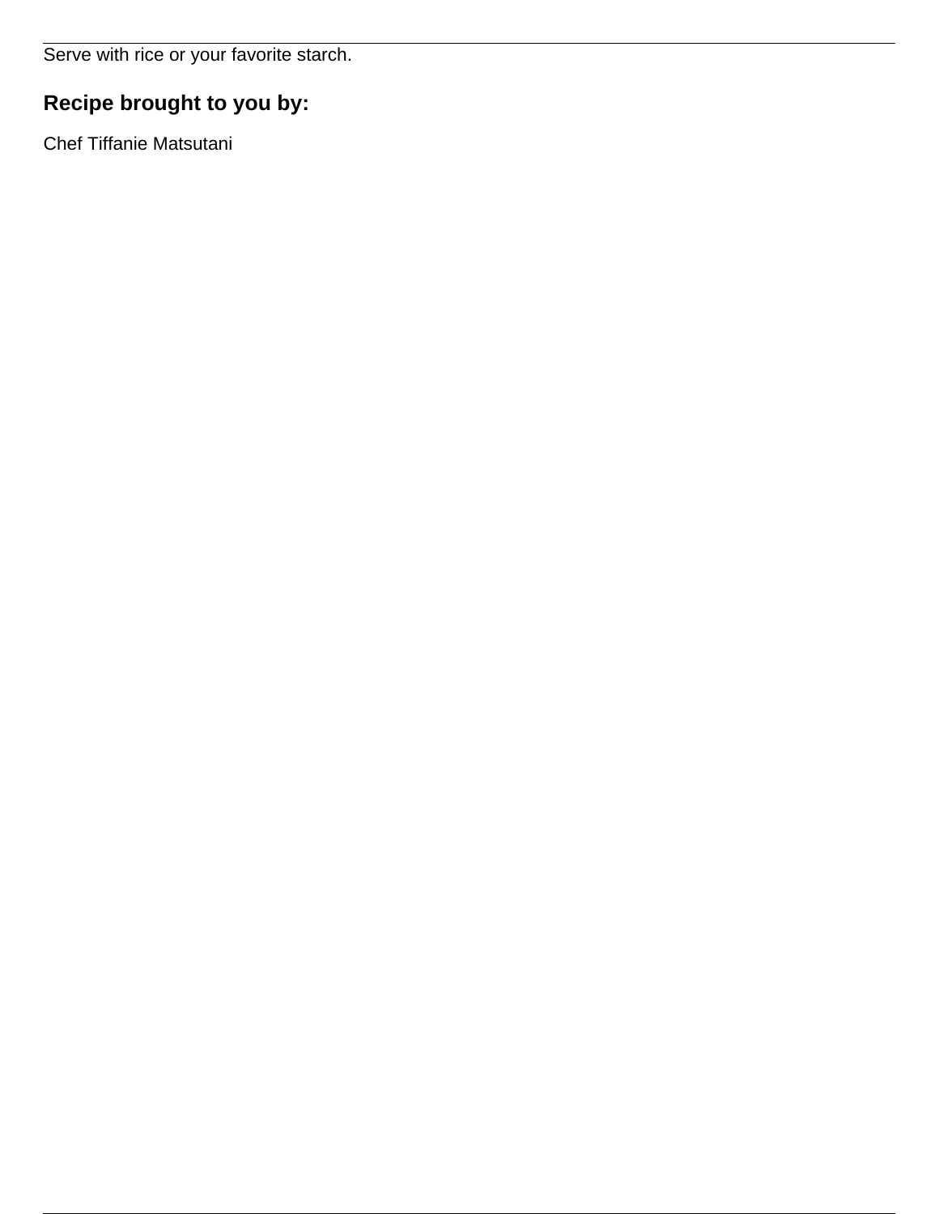Serve with rice or your favorite starch.

## Recipe brought to you by:

Chef Tiffanie Matsutani